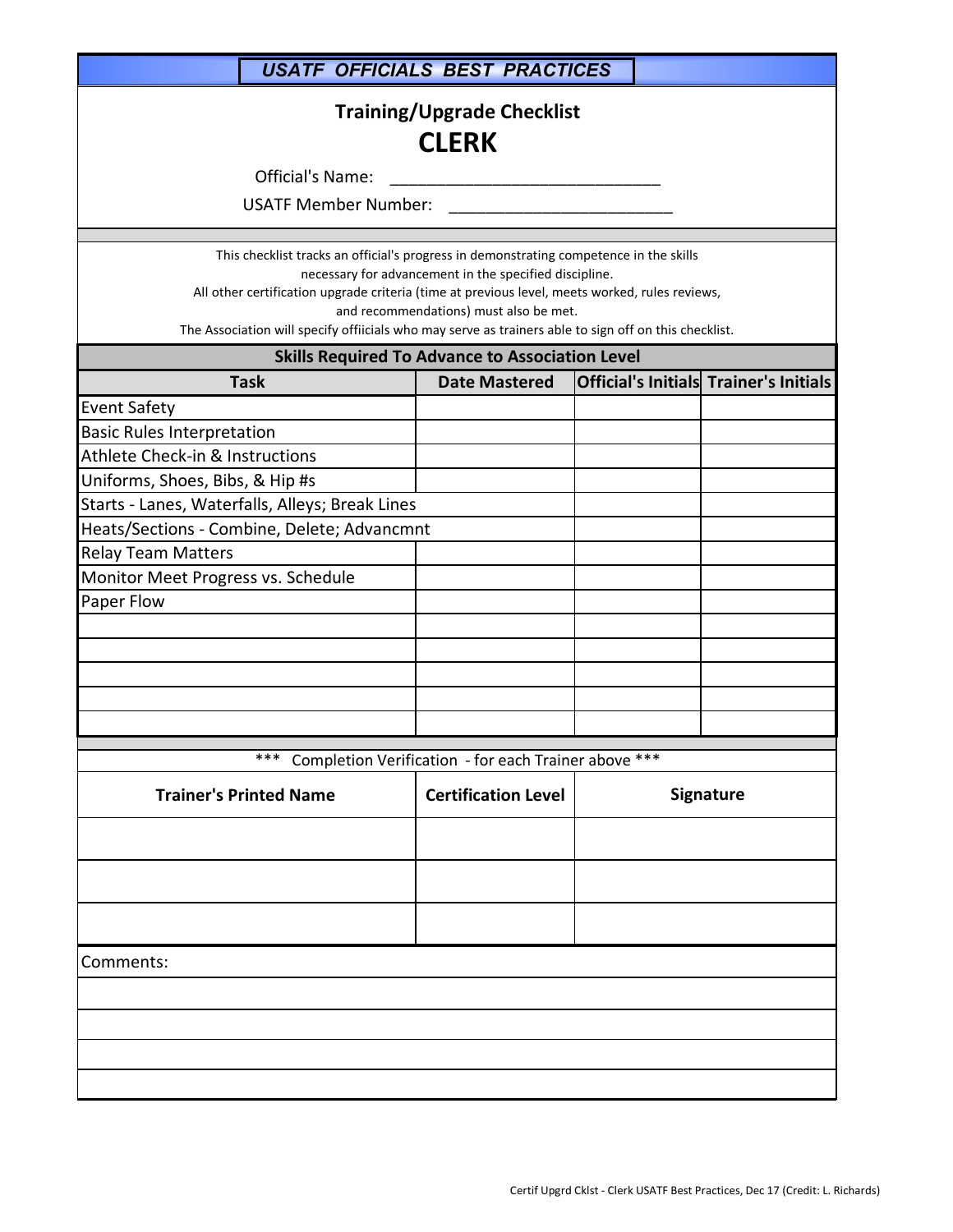# USATF OFFICIALS BEST PRACTICES

## Training/Upgrade Checklist

# CLERK

Official's Name: ____________________________

USATF Member Number: ________________________

This checklist tracks an official's progress in demonstrating competence in the skills necessary for advancement in the specified discipline.
All other certification upgrade criteria (time at previous level, meets worked, rules reviews, and recommendations) must also be met.
The Association will specify offiicials who may serve as trainers able to sign off on this checklist.

| Skills Required To Advance to Association Level | | | |
|---|---|---|---|
| **Task** | **Date Mastered** | **Official's Initials** | **Trainer's Initials** |
| Event Safety | | | |
| Basic Rules Interpretation | | | |
| Athlete Check-in & Instructions | | | |
| Uniforms, Shoes, Bibs, & Hip #s | | | |
| Starts - Lanes, Waterfalls, Alleys; Break Lines | | | |
| Heats/Sections - Combine, Delete; Advancmnt | | | |
| Relay Team Matters | | | |
| Monitor Meet Progress vs. Schedule | | | |
| Paper Flow | | | |
| | | | |
| | | | |
| | | | |
| | | | |
| | | | |

\*\*\* Completion Verification - for each Trainer above \*\*\*

| Trainer's Printed Name | Certification Level | Signature |
|---|---|---|
| | | |
| | | |
| | | |

Comments:

Certif Upgrd Cklst - Clerk USATF Best Practices, Dec 17 (Credit: L. Richards)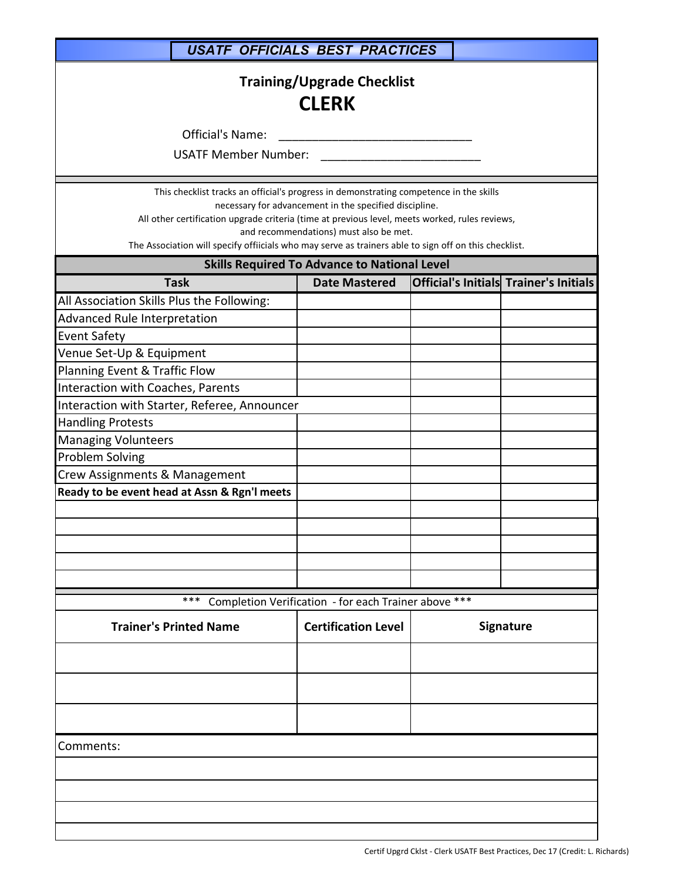# USATF OFFICIALS BEST PRACTICES

## Training/Upgrade Checklist

# CLERK

Official's Name: ____________________________

USATF Member Number: _______________________

This checklist tracks an official's progress in demonstrating competence in the skills necessary for advancement in the specified discipline.
All other certification upgrade criteria (time at previous level, meets worked, rules reviews, and recommendations) must also be met.
The Association will specify offiicials who may serve as trainers able to sign off on this checklist.

| Skills Required To Advance to National Level | | | |
|---|---|---|---|
| **Task** | **Date Mastered** | **Official's Initials** | **Trainer's Initials** |
| All Association Skills Plus the Following: | | | |
| Advanced Rule Interpretation | | | |
| Event Safety | | | |
| Venue Set-Up & Equipment | | | |
| Planning Event & Traffic Flow | | | |
| Interaction with Coaches, Parents | | | |
| Interaction with Starter, Referee, Announcer | | | |
| Handling Protests | | | |
| Managing Volunteers | | | |
| Problem Solving | | | |
| Crew Assignments & Management | | | |
| **Ready to be event head at Assn & Rgn'l meets** | | | |
| | | | |
| | | | |
| | | | |
| | | | |
| | | | |

*** Completion Verification - for each Trainer above ***

| Trainer's Printed Name | Certification Level | Signature |
|---|---|---|
| | | |
| | | |
| | | |

Comments:

Certif Upgrd Cklst - Clerk USATF Best Practices, Dec 17 (Credit: L. Richards)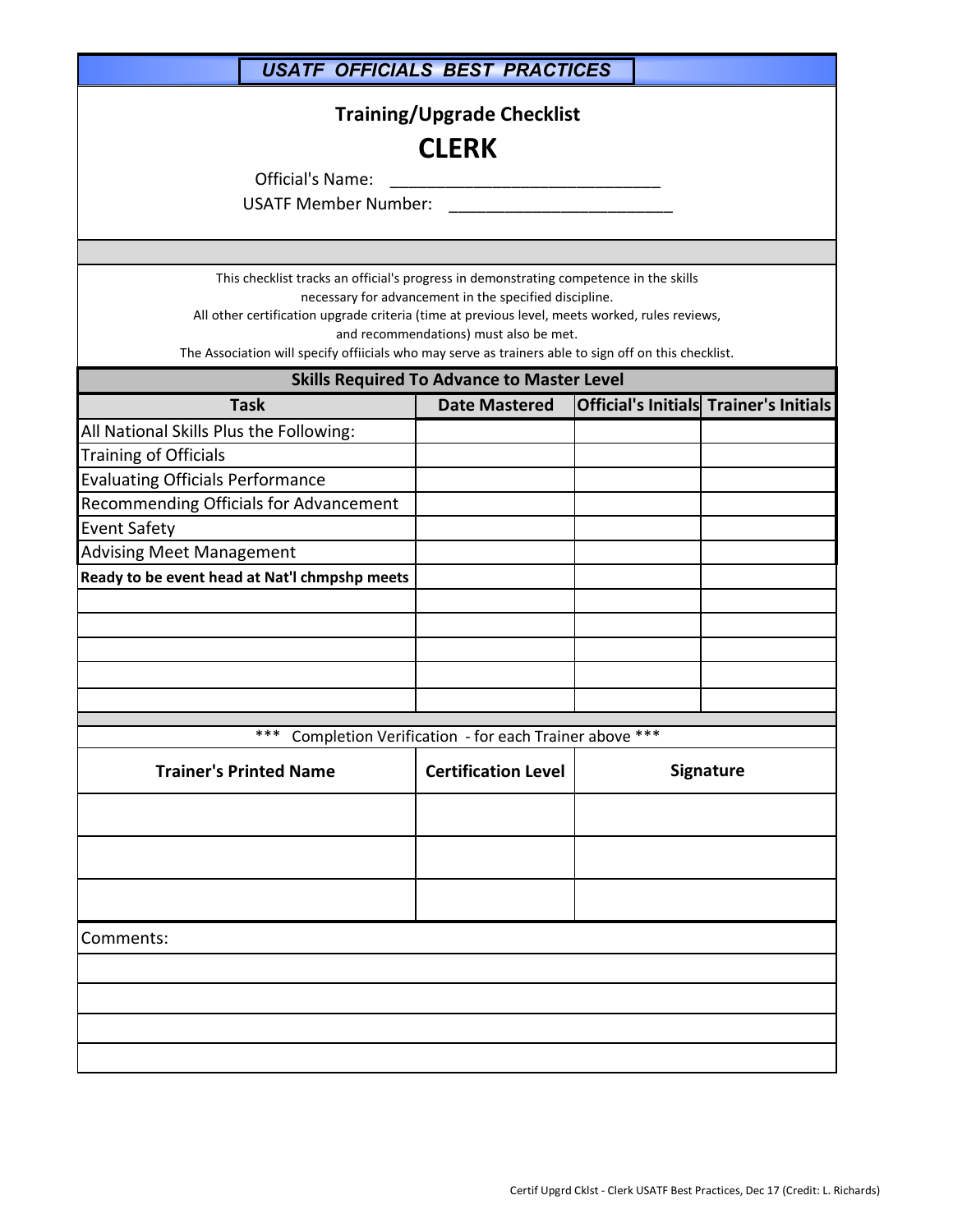## USATF OFFICIALS BEST PRACTICES

### Training/Upgrade Checklist

# CLERK

Official's Name: ______________________________

USATF Member Number: _________________________

This checklist tracks an official's progress in demonstrating competence in the skills necessary for advancement in the specified discipline.
All other certification upgrade criteria (time at previous level, meets worked, rules reviews, and recommendations) must also be met.
The Association will specify offiicials who may serve as trainers able to sign off on this checklist.

**Skills Required To Advance to Master Level**

| Task | Date Mastered | Official's Initials | Trainer's Initials |
|---|---|---|---|
| All National Skills Plus the Following: | | | |
| Training of Officials | | | |
| Evaluating Officials Performance | | | |
| Recommending Officials for Advancement | | | |
| Event Safety | | | |
| Advising Meet Management | | | |
| **Ready to be event head at Nat'l chmpshp meets** | | | |
| | | | |
| | | | |
| | | | |
| | | | |
| | | | |

*** Completion Verification - for each Trainer above ***

| Trainer's Printed Name | Certification Level | Signature |
|---|---|---|
| | | |
| | | |
| | | |

Comments:

Certif Upgrd Cklst - Clerk USATF Best Practices, Dec 17 (Credit: L. Richards)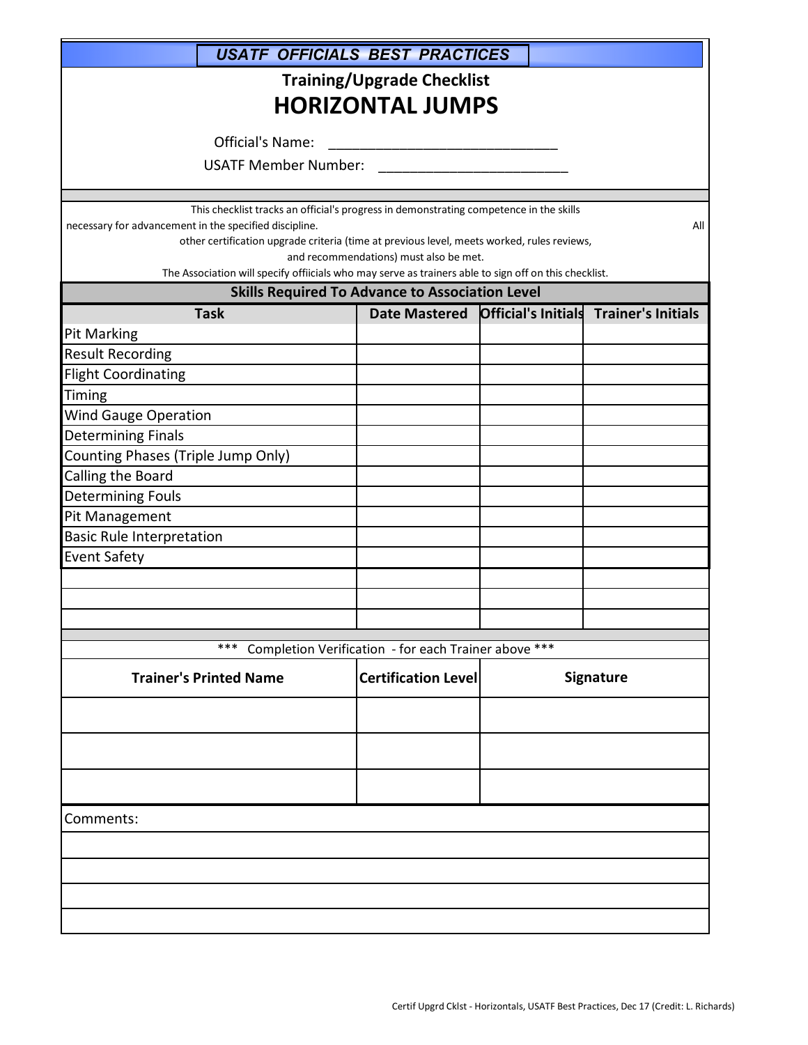**USATF OFFICIALS BEST PRACTICES**

## Training/Upgrade Checklist

# HORIZONTAL JUMPS

Official's Name: ______________________________

USATF Member Number: _________________________

This checklist tracks an official's progress in demonstrating competence in the skills necessary for advancement in the specified discipline. All other certification upgrade criteria (time at previous level, meets worked, rules reviews, and recommendations) must also be met.

The Association will specify offiicials who may serve as trainers able to sign off on this checklist.

| Skills Required To Advance to Association Level | | | |
|---|---|---|---|
| **Task** | **Date Mastered** | **Official's Initials** | **Trainer's Initials** |
| Pit Marking | | | |
| Result Recording | | | |
| Flight Coordinating | | | |
| Timing | | | |
| Wind Gauge Operation | | | |
| Determining Finals | | | |
| Counting Phases (Triple Jump Only) | | | |
| Calling the Board | | | |
| Determining Fouls | | | |
| Pit Management | | | |
| Basic Rule Interpretation | | | |
| Event Safety | | | |
| | | | |
| | | | |
| | | | |

*** Completion Verification - for each Trainer above ***

| Trainer's Printed Name | Certification Level | Signature |
|---|---|---|
| | | |
| | | |
| | | |

Comments:

Certif Upgrd Cklst - Horizontals, USATF Best Practices, Dec 17 (Credit: L. Richards)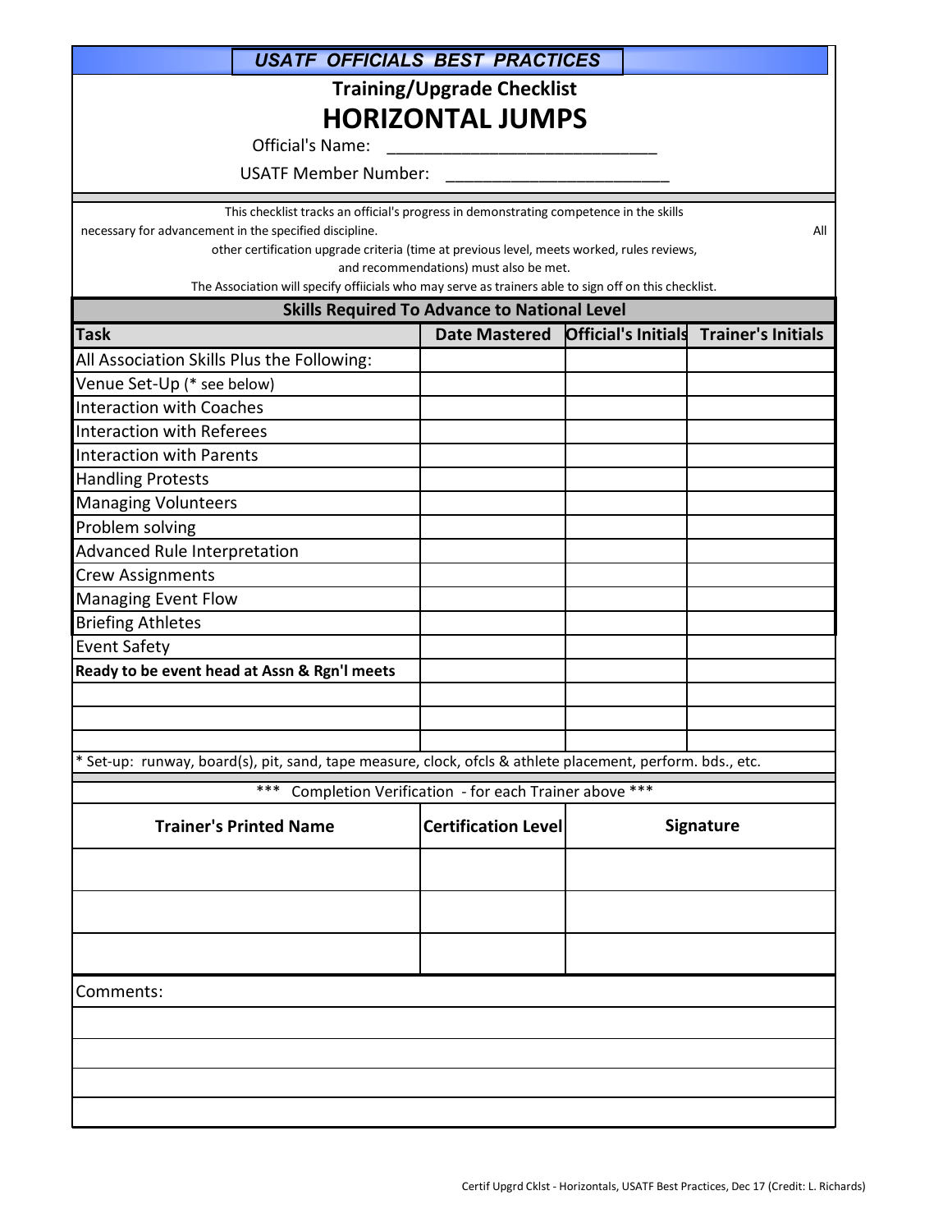**USATF OFFICIALS BEST PRACTICES**

## Training/Upgrade Checklist

# HORIZONTAL JUMPS

Official's Name: ______________________________

USATF Member Number: ________________________

This checklist tracks an official's progress in demonstrating competence in the skills necessary for advancement in the specified discipline. All other certification upgrade criteria (time at previous level, meets worked, rules reviews, and recommendations) must also be met. The Association will specify offiicials who may serve as trainers able to sign off on this checklist.

| Skills Required To Advance to National Level | | | |
|---|---|---|---|
| **Task** | **Date Mastered** | **Official's Initials** | **Trainer's Initials** |
| All Association Skills Plus the Following: | | | |
| Venue Set-Up (* see below) | | | |
| Interaction with Coaches | | | |
| Interaction with Referees | | | |
| Interaction with Parents | | | |
| Handling Protests | | | |
| Managing Volunteers | | | |
| Problem solving | | | |
| Advanced Rule Interpretation | | | |
| Crew Assignments | | | |
| Managing Event Flow | | | |
| Briefing Athletes | | | |
| Event Safety | | | |
| **Ready to be event head at Assn & Rgn'l meets** | | | |
| | | | |
| | | | |
| | | | |

* Set-up: runway, board(s), pit, sand, tape measure, clock, ofcls & athlete placement, perform. bds., etc.

*** Completion Verification - for each Trainer above ***

| Trainer's Printed Name | Certification Level | Signature |
|---|---|---|
| | | |
| | | |
| | | |

Comments:

Certif Upgrd Cklst - Horizontals, USATF Best Practices, Dec 17 (Credit: L. Richards)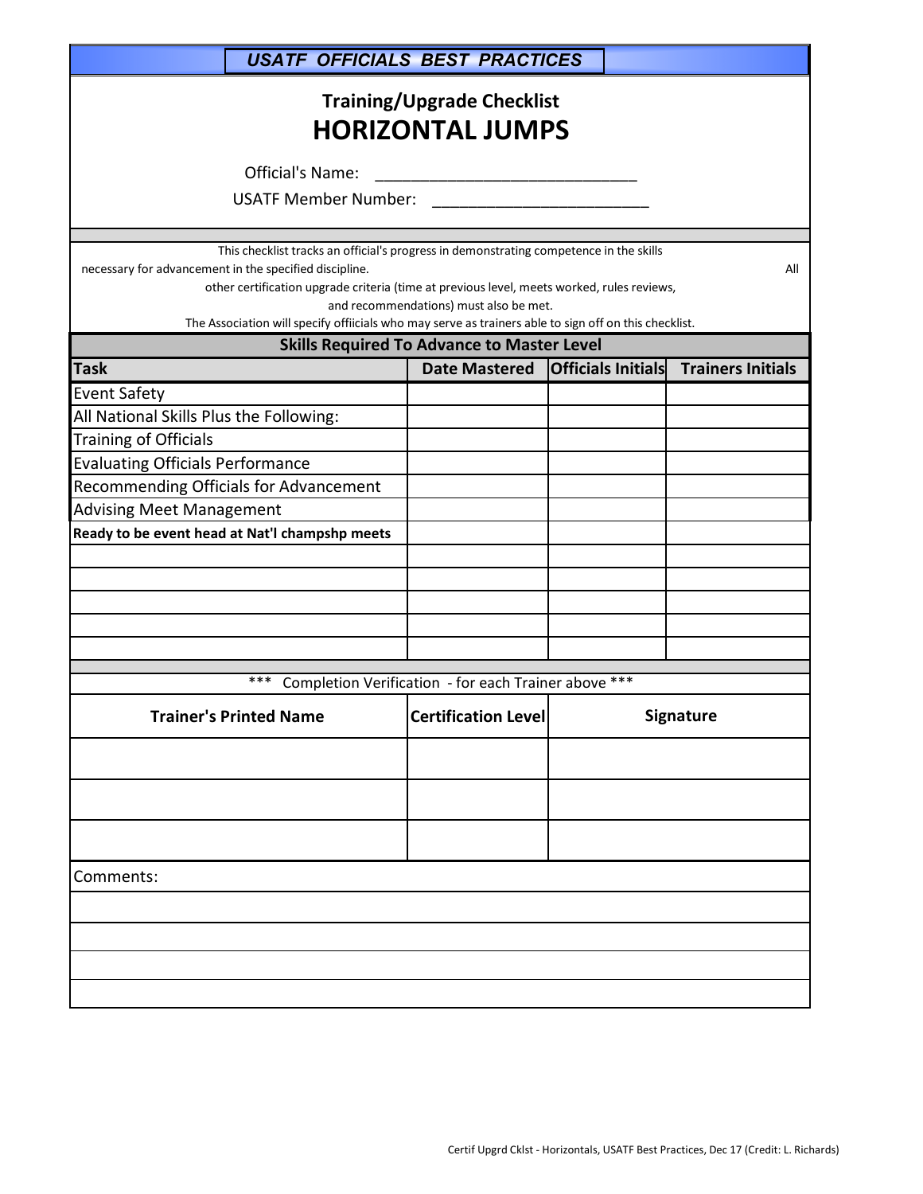**USATF OFFICIALS BEST PRACTICES**

## Training/Upgrade Checklist

# HORIZONTAL JUMPS

Official's Name: ______________________________

USATF Member Number: ________________________

This checklist tracks an official's progress in demonstrating competence in the skills necessary for advancement in the specified discipline. All other certification upgrade criteria (time at previous level, meets worked, rules reviews, and recommendations) must also be met.
The Association will specify offiicials who may serve as trainers able to sign off on this checklist.

**Skills Required To Advance to Master Level**

| Task | Date Mastered | Officials Initials | Trainers Initials |
|---|---|---|---|
| Event Safety | | | |
| All National Skills Plus the Following: | | | |
| Training of Officials | | | |
| Evaluating Officials Performance | | | |
| Recommending Officials for Advancement | | | |
| Advising Meet Management | | | |
| **Ready to be event head at Nat'l champshp meets** | | | |
| | | | |
| | | | |
| | | | |
| | | | |
| | | | |

\*\*\* Completion Verification - for each Trainer above \*\*\*

| Trainer's Printed Name | Certification Level | Signature |
|---|---|---|
| | | |
| | | |
| | | |

Comments:

Certif Upgrd Cklst - Horizontals, USATF Best Practices, Dec 17 (Credit: L. Richards)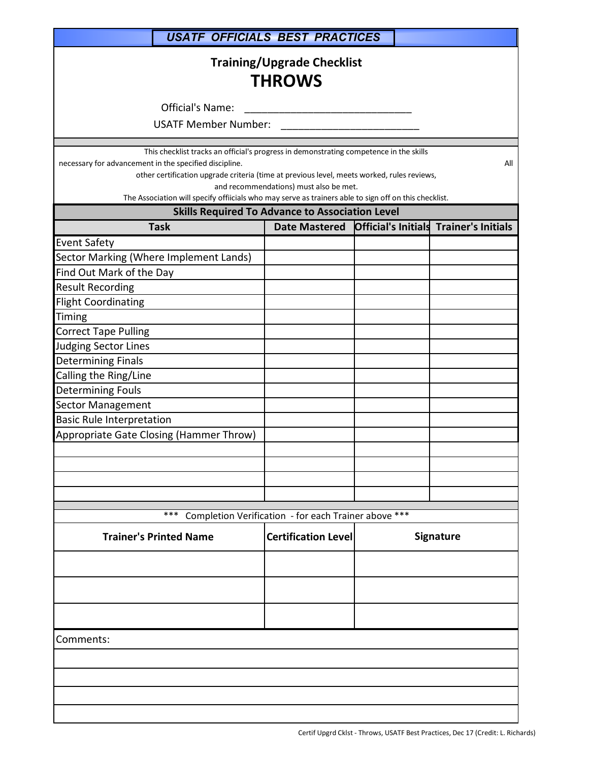## USATF OFFICIALS BEST PRACTICES

### Training/Upgrade Checklist

# THROWS

Official's Name: ____________________________

USATF Member Number: ________________________

This checklist tracks an official's progress in demonstrating competence in the skills necessary for advancement in the specified discipline. All other certification upgrade criteria (time at previous level, meets worked, rules reviews, and recommendations) must also be met.

The Association will specify offiicials who may serve as trainers able to sign off on this checklist.

| Skills Required To Advance to Association Level | | | |
|---|---|---|---|
| **Task** | **Date Mastered** | **Official's Initials** | **Trainer's Initials** |
| Event Safety | | | |
| Sector Marking (Where Implement Lands) | | | |
| Find Out Mark of the Day | | | |
| Result Recording | | | |
| Flight Coordinating | | | |
| Timing | | | |
| Correct Tape Pulling | | | |
| Judging Sector Lines | | | |
| Determining Finals | | | |
| Calling the Ring/Line | | | |
| Determining Fouls | | | |
| Sector Management | | | |
| Basic Rule Interpretation | | | |
| Appropriate Gate Closing (Hammer Throw) | | | |
| | | | |
| | | | |
| | | | |
| | | | |

*** Completion Verification - for each Trainer above ***

| Trainer's Printed Name | Certification Level | Signature |
|---|---|---|
| | | |
| | | |
| | | |

Comments:

Certif Upgrd Cklst - Throws, USATF Best Practices, Dec 17 (Credit: L. Richards)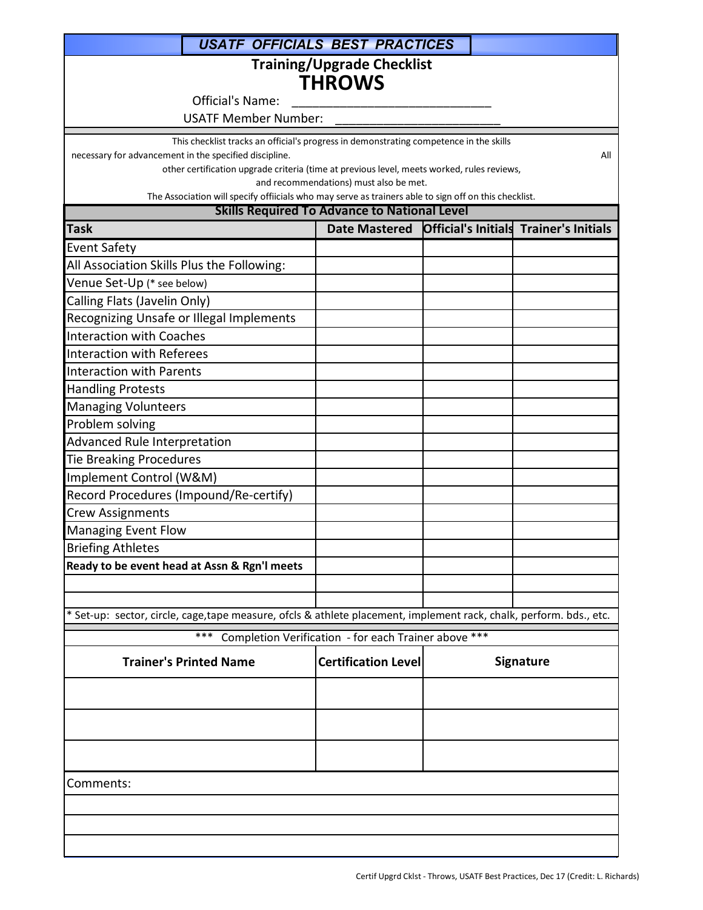# USATF OFFICIALS BEST PRACTICES

## Training/Upgrade Checklist

# THROWS

Official's Name: ______________________________

USATF Member Number: ________________________

This checklist tracks an official's progress in demonstrating competence in the skills necessary for advancement in the specified discipline. All other certification upgrade criteria (time at previous level, meets worked, rules reviews, and recommendations) must also be met.

The Association will specify offiicials who may serve as trainers able to sign off on this checklist.

### Skills Required To Advance to National Level

| Task | Date Mastered | Official's Initials | Trainer's Initials |
|---|---|---|---|
| Event Safety | | | |
| All Association Skills Plus the Following: | | | |
| Venue Set-Up (* see below) | | | |
| Calling Flats (Javelin Only) | | | |
| Recognizing Unsafe or Illegal Implements | | | |
| Interaction with Coaches | | | |
| Interaction with Referees | | | |
| Interaction with Parents | | | |
| Handling Protests | | | |
| Managing Volunteers | | | |
| Problem solving | | | |
| Advanced Rule Interpretation | | | |
| Tie Breaking Procedures | | | |
| Implement Control (W&M) | | | |
| Record Procedures (Impound/Re-certify) | | | |
| Crew Assignments | | | |
| Managing Event Flow | | | |
| Briefing Athletes | | | |
| **Ready to be event head at Assn & Rgn'l meets** | | | |
| | | | |
| | | | |

* Set-up: sector, circle, cage,tape measure, ofcls & athlete placement, implement rack, chalk, perform. bds., etc.

*** Completion Verification - for each Trainer above ***

| Trainer's Printed Name | Certification Level | Signature |
|---|---|---|
| | | |
| | | |
| | | |

Comments:

Certif Upgrd Cklst - Throws, USATF Best Practices, Dec 17 (Credit: L. Richards)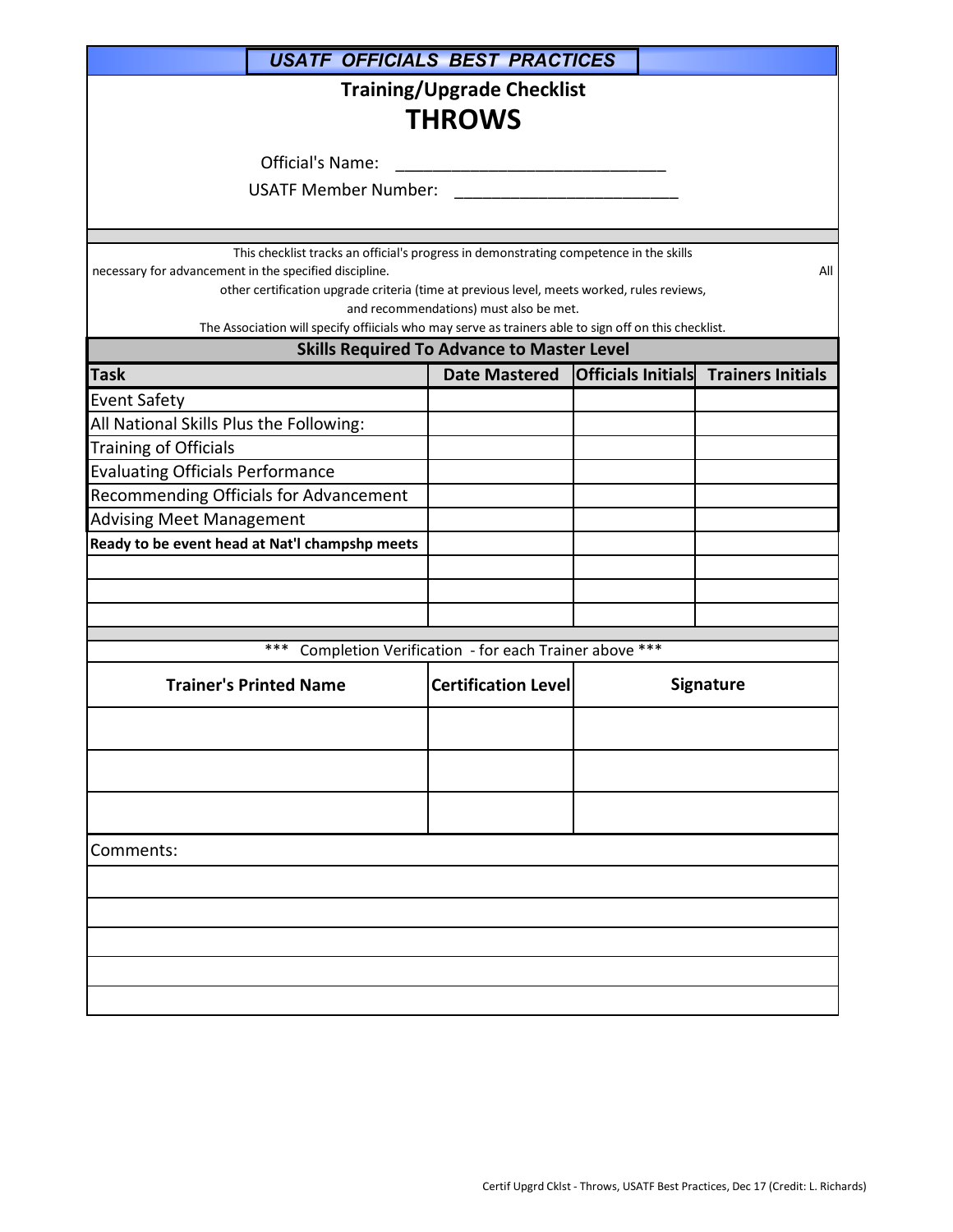# USATF OFFICIALS BEST PRACTICES

## Training/Upgrade Checklist

# THROWS

Official's Name: ____________________________

USATF Member Number: ________________________

This checklist tracks an official's progress in demonstrating competence in the skills necessary for advancement in the specified discipline. All other certification upgrade criteria (time at previous level, meets worked, rules reviews, and recommendations) must also be met. The Association will specify offiicials who may serve as trainers able to sign off on this checklist.

| Skills Required To Advance to Master Level | | | |
|---|---|---|---|
| **Task** | **Date Mastered** | **Officials Initials** | **Trainers Initials** |
| Event Safety | | | |
| All National Skills Plus the Following: | | | |
| Training of Officials | | | |
| Evaluating Officials Performance | | | |
| Recommending Officials for Advancement | | | |
| Advising Meet Management | | | |
| **Ready to be event head at Nat'l champshp meets** | | | |
| | | | |
| | | | |
| | | | |

*** Completion Verification - for each Trainer above ***

| Trainer's Printed Name | Certification Level | Signature |
|---|---|---|
| | | |
| | | |
| | | |

Comments:

Certif Upgrd Cklst - Throws, USATF Best Practices, Dec 17 (Credit: L. Richards)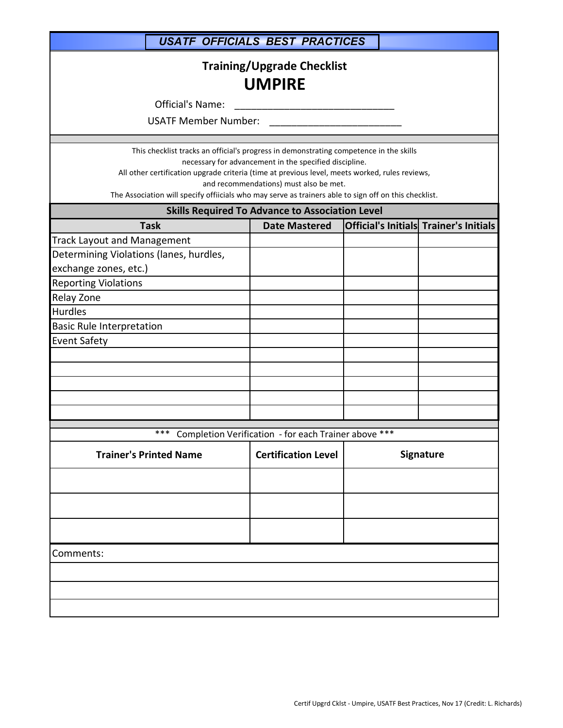## USATF OFFICIALS BEST PRACTICES

### Training/Upgrade Checklist

# UMPIRE

Official's Name: ____________________________

USATF Member Number: ________________________

This checklist tracks an official's progress in demonstrating competence in the skills necessary for advancement in the specified discipline.
All other certification upgrade criteria (time at previous level, meets worked, rules reviews, and recommendations) must also be met.
The Association will specify offiicials who may serve as trainers able to sign off on this checklist.

| Skills Required To Advance to Association Level | | | |
|---|---|---|---|
| **Task** | **Date Mastered** | **Official's Initials** | **Trainer's Initials** |
| Track Layout and Management | | | |
| Determining Violations (lanes, hurdles, exchange zones, etc.) | | | |
| Reporting Violations | | | |
| Relay Zone | | | |
| Hurdles | | | |
| Basic Rule Interpretation | | | |
| Event Safety | | | |
| | | | |
| | | | |
| | | | |
| | | | |
| | | | |

\*\*\* Completion Verification - for each Trainer above \*\*\*

| Trainer's Printed Name | Certification Level | Signature |
|---|---|---|
| | | |
| | | |
| | | |

Comments:

Certif Upgrd Cklst - Umpire, USATF Best Practices, Nov 17 (Credit: L. Richards)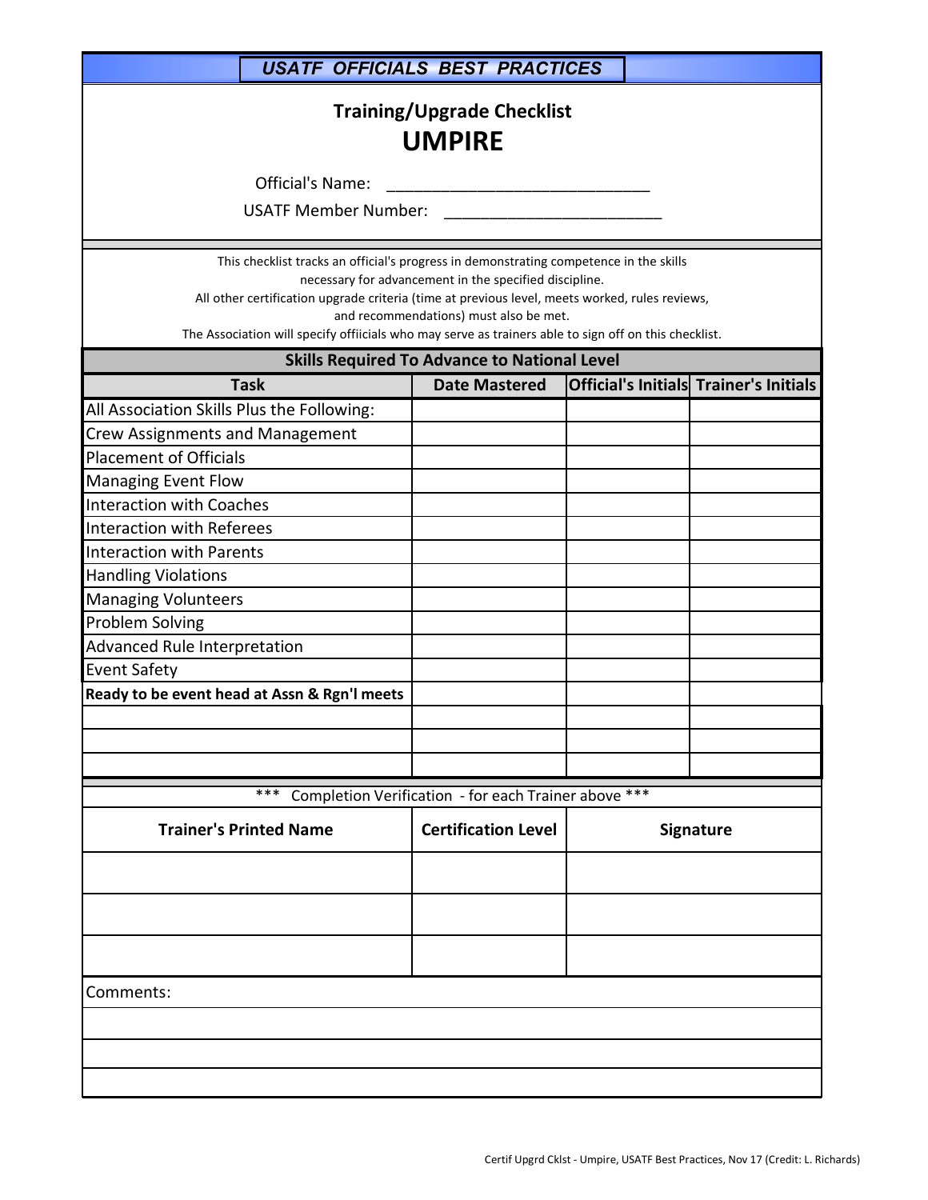## USATF OFFICIALS BEST PRACTICES

### Training/Upgrade Checklist

# UMPIRE

Official's Name: ______________________________

USATF Member Number: ________________________

This checklist tracks an official's progress in demonstrating competence in the skills necessary for advancement in the specified discipline.
All other certification upgrade criteria (time at previous level, meets worked, rules reviews, and recommendations) must also be met.
The Association will specify offiicials who may serve as trainers able to sign off on this checklist.

| Skills Required To Advance to National Level | | | |
|---|---|---|---|
| **Task** | **Date Mastered** | **Official's Initials** | **Trainer's Initials** |
| All Association Skills Plus the Following: | | | |
| Crew Assignments and Management | | | |
| Placement of Officials | | | |
| Managing Event Flow | | | |
| Interaction with Coaches | | | |
| Interaction with Referees | | | |
| Interaction with Parents | | | |
| Handling Violations | | | |
| Managing Volunteers | | | |
| Problem Solving | | | |
| Advanced Rule Interpretation | | | |
| Event Safety | | | |
| **Ready to be event head at Assn & Rgn'l meets** | | | |
| | | | |
| | | | |
| | | | |

*** Completion Verification - for each Trainer above ***

| Trainer's Printed Name | Certification Level | Signature |
|---|---|---|
| | | |
| | | |
| | | |

Comments:

Certif Upgrd Cklst - Umpire, USATF Best Practices, Nov 17 (Credit: L. Richards)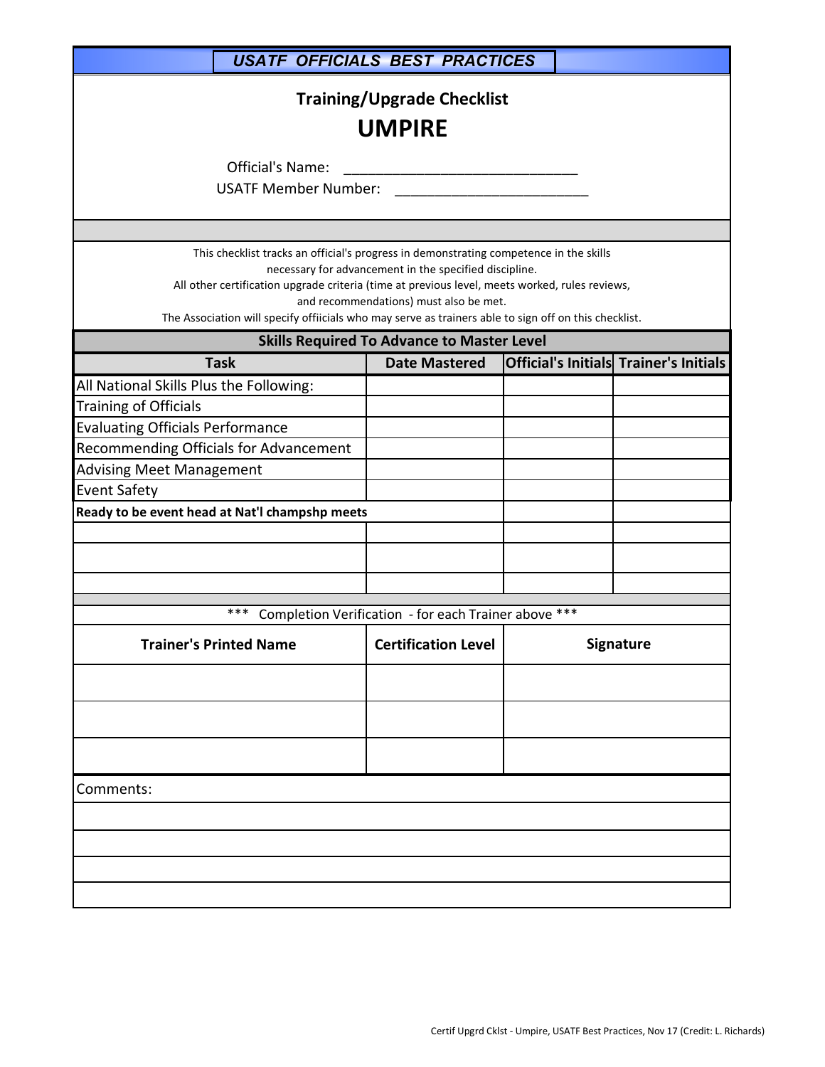## USATF OFFICIALS BEST PRACTICES

# Training/Upgrade Checklist

# UMPIRE

Official's Name: ______________________________

USATF Member Number: _________________________

This checklist tracks an official's progress in demonstrating competence in the skills necessary for advancement in the specified discipline.
All other certification upgrade criteria (time at previous level, meets worked, rules reviews, and recommendations) must also be met.
The Association will specify offiicials who may serve as trainers able to sign off on this checklist.

| Skills Required To Advance to Master Level | | | |
|---|---|---|---|
| **Task** | **Date Mastered** | **Official's Initials** | **Trainer's Initials** |
| All National Skills Plus the Following: | | | |
| Training of Officials | | | |
| Evaluating Officials Performance | | | |
| Recommending Officials for Advancement | | | |
| Advising Meet Management | | | |
| Event Safety | | | |
| **Ready to be event head at Nat'l champshp meets** | | | |
| | | | |
| | | | |
| | | | |

*** Completion Verification - for each Trainer above ***

| Trainer's Printed Name | Certification Level | Signature |
|---|---|---|
| | | |
| | | |
| | | |

Comments:

Certif Upgrd Cklst - Umpire, USATF Best Practices, Nov 17 (Credit: L. Richards)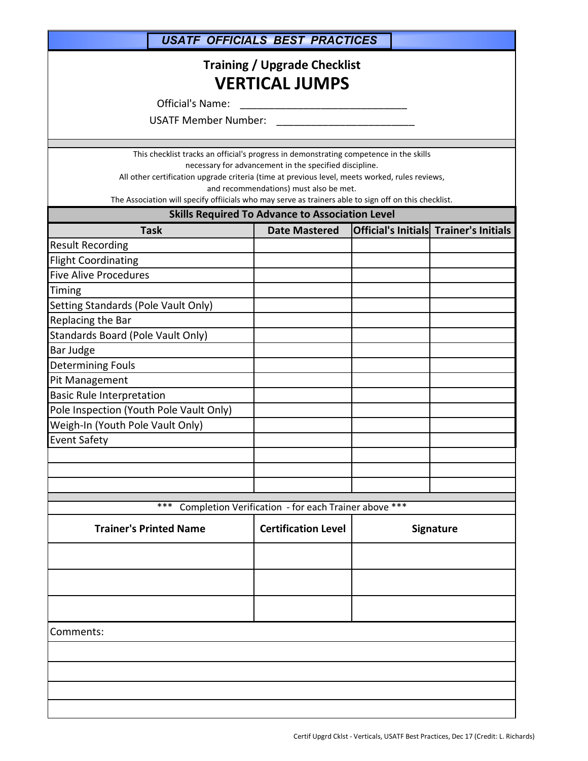**USATF OFFICIALS BEST PRACTICES**

## Training / Upgrade Checklist

# VERTICAL JUMPS

Official's Name: ______________________________

USATF Member Number: ________________________

This checklist tracks an official's progress in demonstrating competence in the skills necessary for advancement in the specified discipline.
All other certification upgrade criteria (time at previous level, meets worked, rules reviews, and recommendations) must also be met.
The Association will specify offiicials who may serve as trainers able to sign off on this checklist.

| Skills Required To Advance to Association Level | | | |
|---|---|---|---|
| **Task** | **Date Mastered** | **Official's Initials** | **Trainer's Initials** |
| Result Recording | | | |
| Flight Coordinating | | | |
| Five Alive Procedures | | | |
| Timing | | | |
| Setting Standards (Pole Vault Only) | | | |
| Replacing the Bar | | | |
| Standards Board (Pole Vault Only) | | | |
| Bar Judge | | | |
| Determining Fouls | | | |
| Pit Management | | | |
| Basic Rule Interpretation | | | |
| Pole Inspection (Youth Pole Vault Only) | | | |
| Weigh-In (Youth Pole Vault Only) | | | |
| Event Safety | | | |
| | | | |
| | | | |
| | | | |

*** Completion Verification - for each Trainer above ***

| Trainer's Printed Name | Certification Level | Signature |
|---|---|---|
| | | |
| | | |
| | | |

Comments:

Certif Upgrd Cklst - Verticals, USATF Best Practices, Dec 17 (Credit: L. Richards)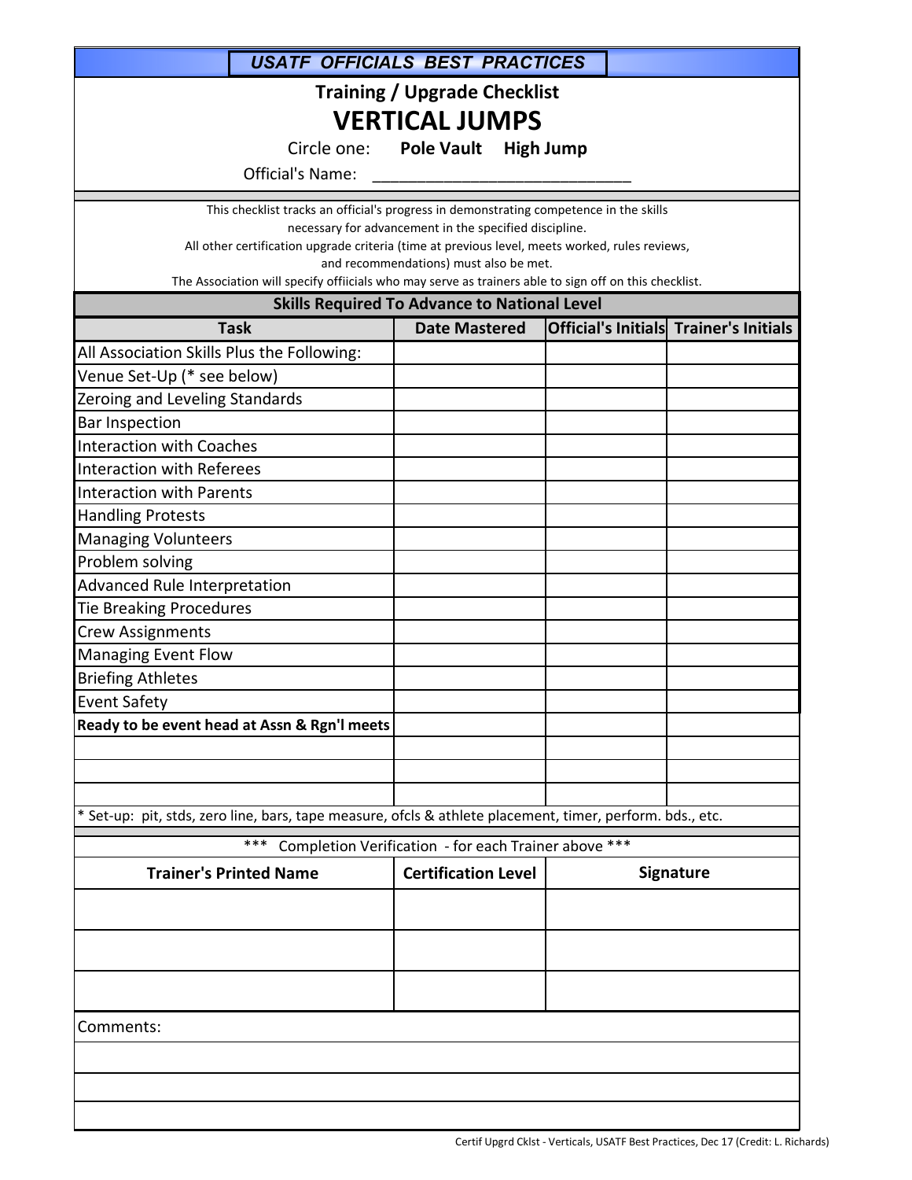## USATF OFFICIALS BEST PRACTICES

### Training / Upgrade Checklist

# VERTICAL JUMPS

Circle one: **Pole Vault** **High Jump**

Official's Name: ___________________________

This checklist tracks an official's progress in demonstrating competence in the skills necessary for advancement in the specified discipline.
All other certification upgrade criteria (time at previous level, meets worked, rules reviews, and recommendations) must also be met.
The Association will specify offiicials who may serve as trainers able to sign off on this checklist.

| **Skills Required To Advance to National Level** | | | |
|---|---|---|---|
| **Task** | **Date Mastered** | **Official's Initials** | **Trainer's Initials** |
| All Association Skills Plus the Following: | | | |
| Venue Set-Up (* see below) | | | |
| Zeroing and Leveling Standards | | | |
| Bar Inspection | | | |
| Interaction with Coaches | | | |
| Interaction with Referees | | | |
| Interaction with Parents | | | |
| Handling Protests | | | |
| Managing Volunteers | | | |
| Problem solving | | | |
| Advanced Rule Interpretation | | | |
| Tie Breaking Procedures | | | |
| Crew Assignments | | | |
| Managing Event Flow | | | |
| Briefing Athletes | | | |
| Event Safety | | | |
| **Ready to be event head at Assn & Rgn'l meets** | | | |
| | | | |
| | | | |
| | | | |

* Set-up: pit, stds, zero line, bars, tape measure, ofcls & athlete placement, timer, perform. bds., etc.

*** Completion Verification - for each Trainer above ***

| **Trainer's Printed Name** | **Certification Level** | **Signature** |
|---|---|---|
| | | |
| | | |
| | | |

Comments: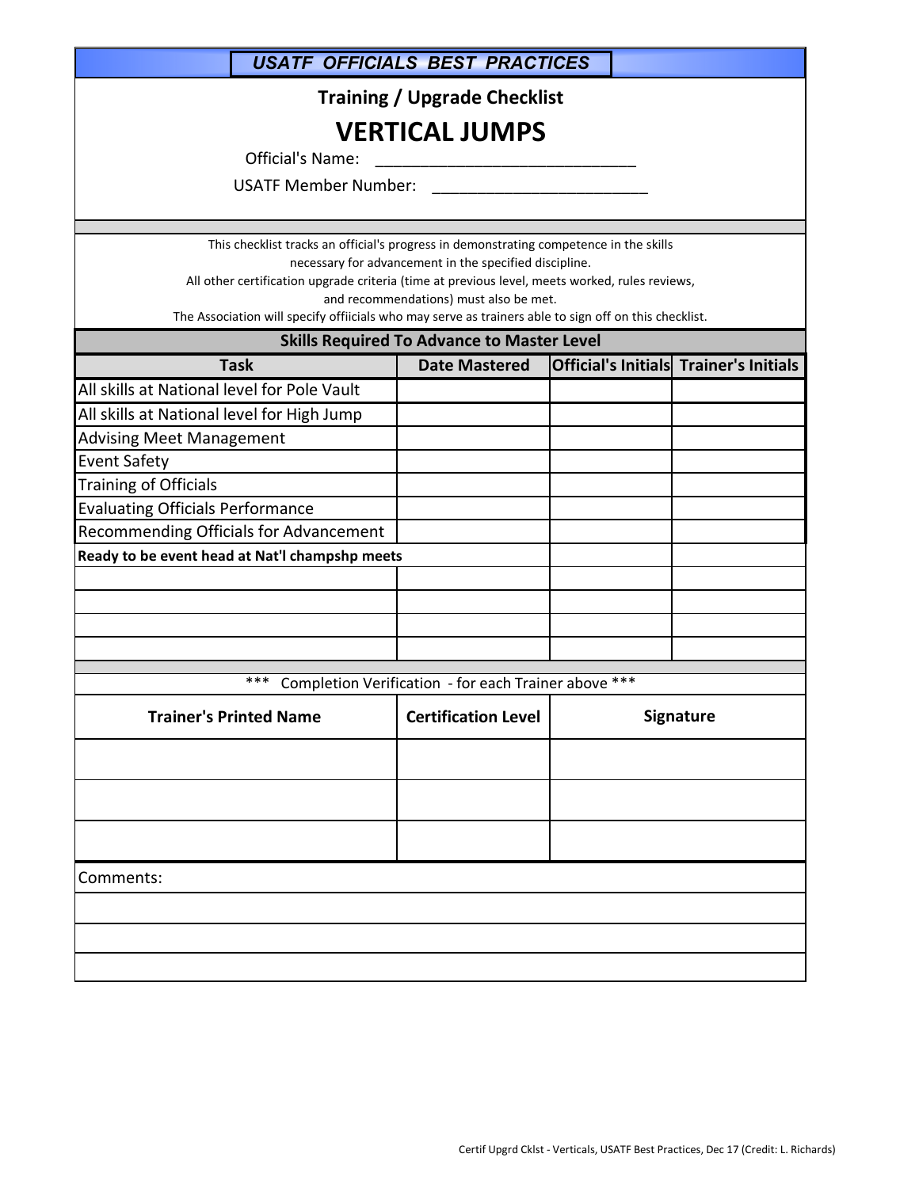**USATF OFFICIALS BEST PRACTICES**

**Training / Upgrade Checklist**

# VERTICAL JUMPS

Official's Name: ____________________________

USATF Member Number: ________________________

This checklist tracks an official's progress in demonstrating competence in the skills necessary for advancement in the specified discipline.
All other certification upgrade criteria (time at previous level, meets worked, rules reviews, and recommendations) must also be met.
The Association will specify offiicials who may serve as trainers able to sign off on this checklist.

**Skills Required To Advance to Master Level**

| Task | Date Mastered | Official's Initials | Trainer's Initials |
|---|---|---|---|
| All skills at National level for Pole Vault | | | |
| All skills at National level for High Jump | | | |
| Advising Meet Management | | | |
| Event Safety | | | |
| Training of Officials | | | |
| Evaluating Officials Performance | | | |
| Recommending Officials for Advancement | | | |
| **Ready to be event head at Nat'l champshp meets** | | | |
| | | | |
| | | | |
| | | | |
| | | | |

\*\*\* Completion Verification - for each Trainer above \*\*\*

| Trainer's Printed Name | Certification Level | Signature |
|---|---|---|
| | | |
| | | |
| | | |

Comments:

Certif Upgrd Cklst - Verticals, USATF Best Practices, Dec 17 (Credit: L. Richards)